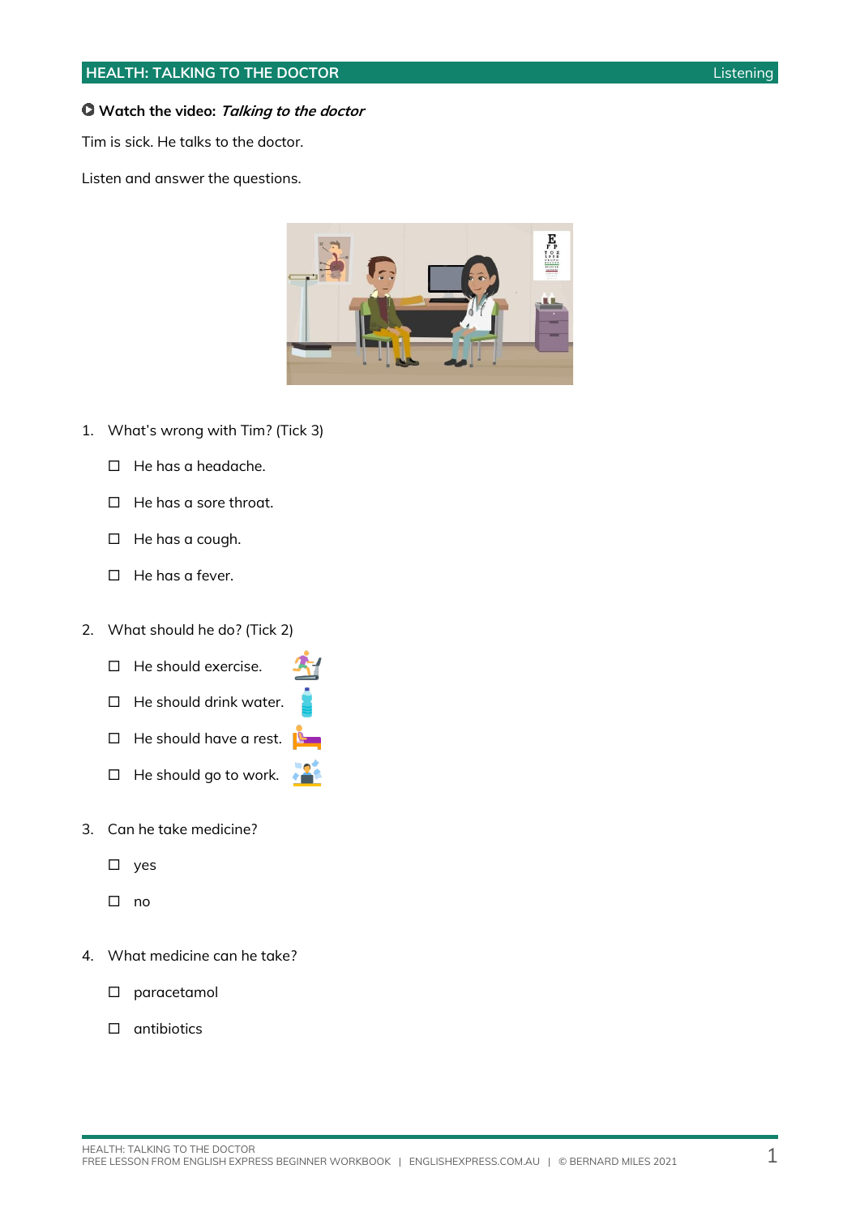## HEALTH: TALKING TO THE DOCTOR

Listening

**Watch the video:** ***Talking to the doctor***

Tim is sick. He talks to the doctor.

Listen and answer the questions.

1. What's wrong with Tim? (Tick 3)

   ☐ He has a headache.

   ☐ He has a sore throat.

   ☐ He has a cough.

   ☐ He has a fever.

2. What should he do? (Tick 2)

   ☐ He should exercise.

   ☐ He should drink water.

   ☐ He should have a rest.

   ☐ He should go to work.

3. Can he take medicine?

   ☐ yes

   ☐ no

4. What medicine can he take?

   ☐ paracetamol

   ☐ antibiotics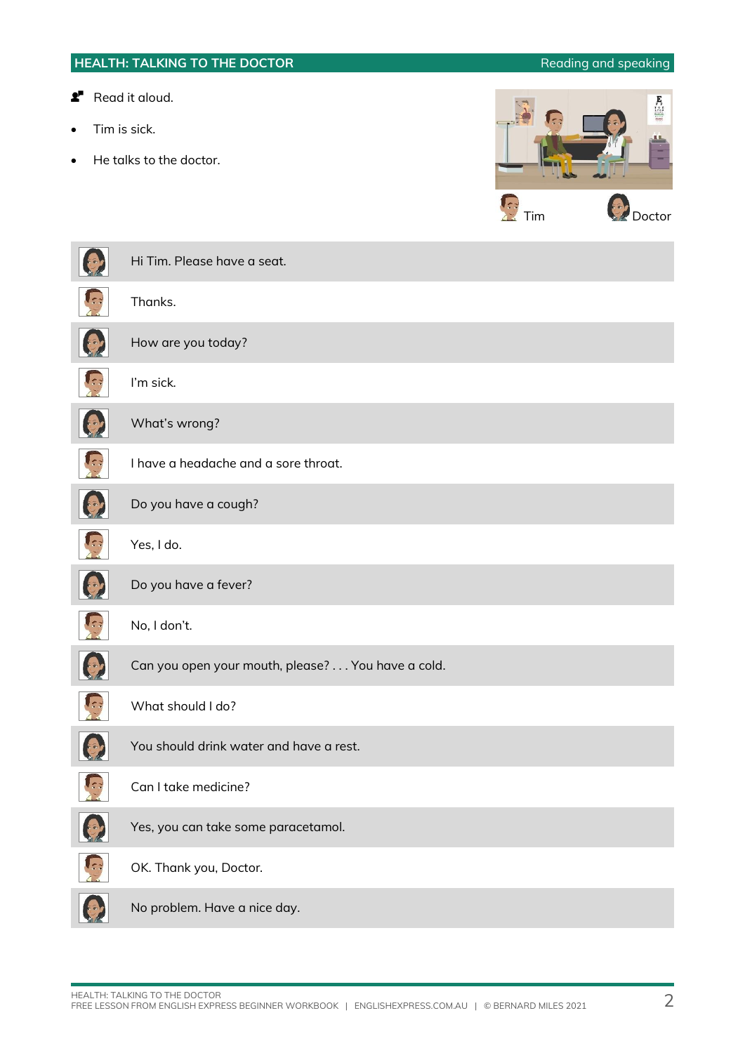## HEALTH: TALKING TO THE DOCTOR

Reading and speaking

Read it aloud.

- Tim is sick.
- He talks to the doctor.

Tim · Doctor

| Speaker | |
|---|---|
| Doctor | Hi Tim. Please have a seat. |
| Tim | Thanks. |
| Doctor | How are you today? |
| Tim | I'm sick. |
| Doctor | What's wrong? |
| Tim | I have a headache and a sore throat. |
| Doctor | Do you have a cough? |
| Tim | Yes, I do. |
| Doctor | Do you have a fever? |
| Tim | No, I don't. |
| Doctor | Can you open your mouth, please? . . . You have a cold. |
| Tim | What should I do? |
| Doctor | You should drink water and have a rest. |
| Tim | Can I take medicine? |
| Doctor | Yes, you can take some paracetamol. |
| Tim | OK. Thank you, Doctor. |
| Doctor | No problem. Have a nice day. |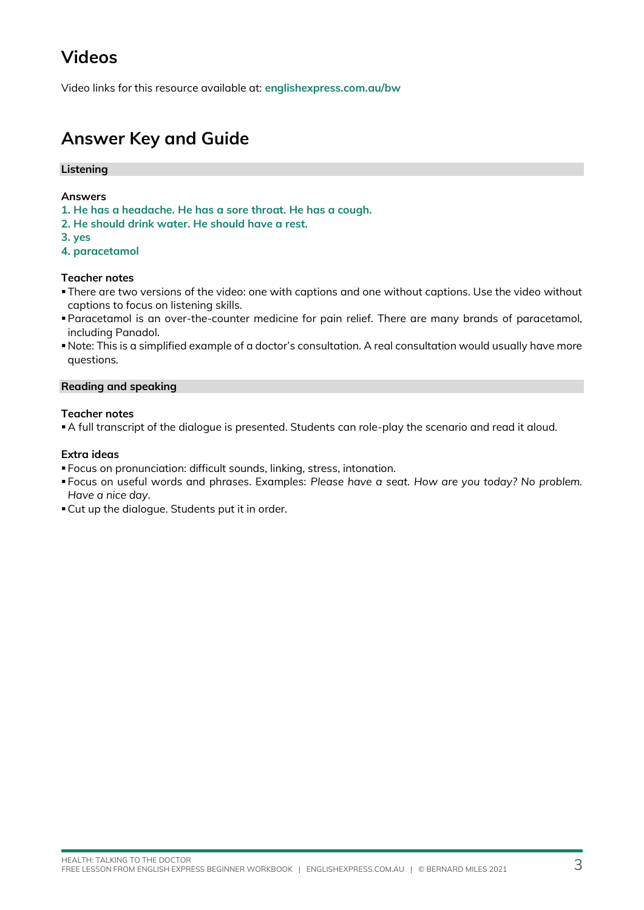## Videos

Video links for this resource available at: **englishexpress.com.au/bw**

## Answer Key and Guide

### Listening

**Answers**

**1. He has a headache. He has a sore throat. He has a cough.**
**2. He should drink water. He should have a rest.**
**3. yes**
**4. paracetamol**

**Teacher notes**

- There are two versions of the video: one with captions and one without captions. Use the video without captions to focus on listening skills.
- Paracetamol is an over-the-counter medicine for pain relief. There are many brands of paracetamol, including Panadol.
- Note: This is a simplified example of a doctor's consultation. A real consultation would usually have more questions.

### Reading and speaking

**Teacher notes**

- A full transcript of the dialogue is presented. Students can role-play the scenario and read it aloud.

**Extra ideas**

- Focus on pronunciation: difficult sounds, linking, stress, intonation.
- Focus on useful words and phrases. Examples: *Please have a seat. How are you today? No problem. Have a nice day*.
- Cut up the dialogue. Students put it in order.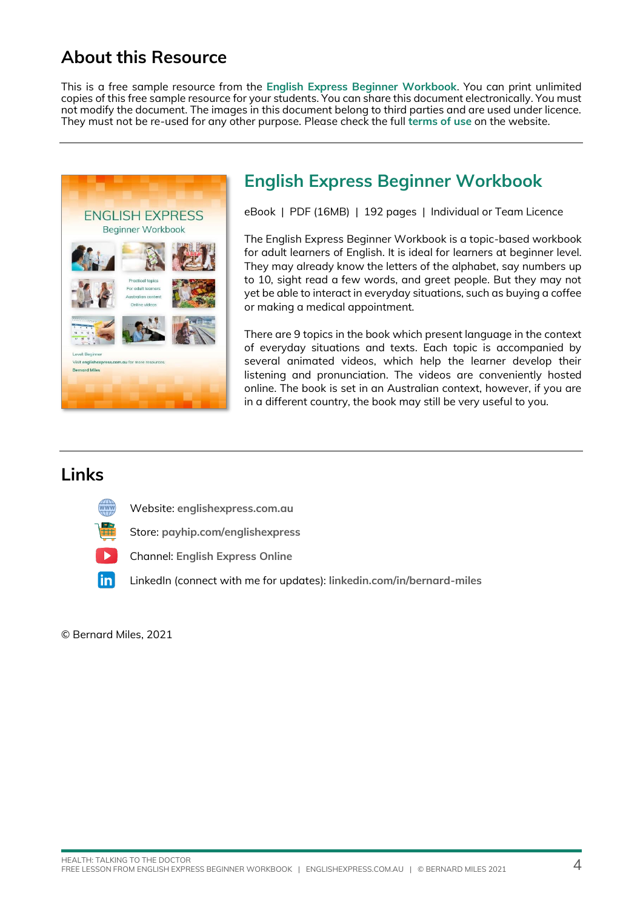## About this Resource

This is a free sample resource from the **English Express Beginner Workbook**. You can print unlimited copies of this free sample resource for your students. You can share this document electronically. You must not modify the document. The images in this document belong to third parties and are used under licence. They must not be re-used for any other purpose. Please check the full **terms of use** on the website.

---

## English Express Beginner Workbook

eBook | PDF (16MB) | 192 pages | Individual or Team Licence

The English Express Beginner Workbook is a topic-based workbook for adult learners of English. It is ideal for learners at beginner level. They may already know the letters of the alphabet, say numbers up to 10, sight read a few words, and greet people. But they may not yet be able to interact in everyday situations, such as buying a coffee or making a medical appointment.

There are 9 topics in the book which present language in the context of everyday situations and texts. Each topic is accompanied by several animated videos, which help the learner develop their listening and pronunciation. The videos are conveniently hosted online. The book is set in an Australian context, however, if you are in a different country, the book may still be very useful to you.

---

## Links

- Website: **englishexpress.com.au**
- Store: **payhip.com/englishexpress**
- Channel: **English Express Online**
- LinkedIn (connect with me for updates): **linkedin.com/in/bernard-miles**

© Bernard Miles, 2021